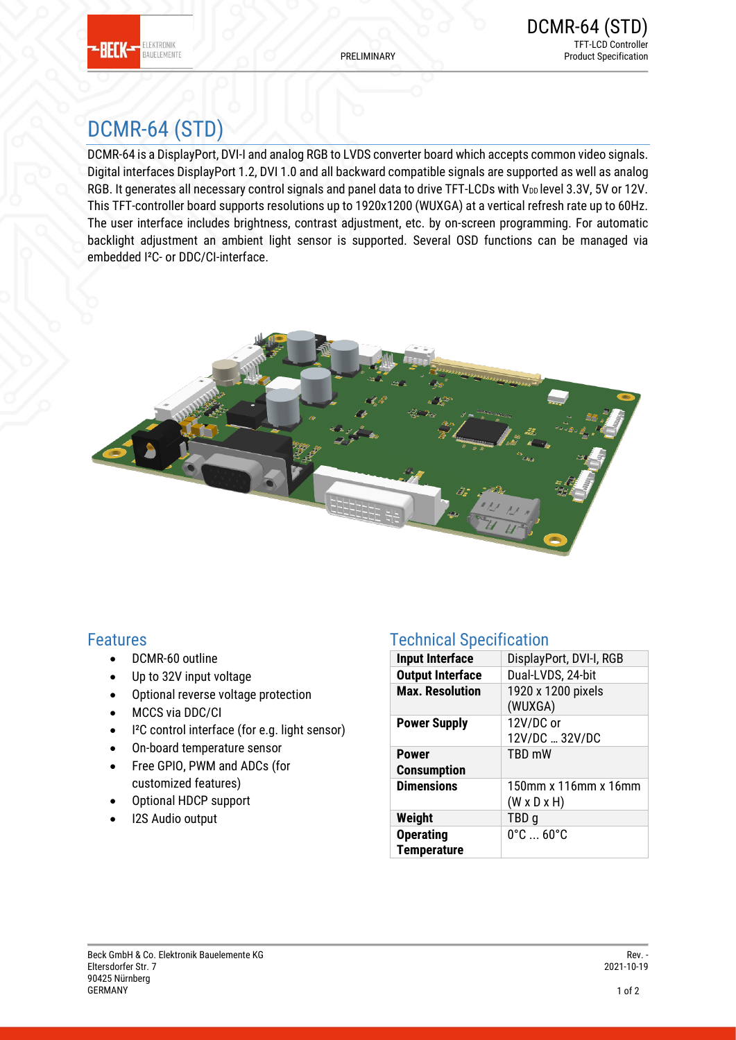# DCMR-64 (STD)

DCMR-64 is a DisplayPort, DVI-I and analog RGB to LVDS converter board which accepts common video signals. Digital interfaces DisplayPort 1.2, DVI 1.0 and all backward compatible signals are supported as well as analog RGB. It generates all necessary control signals and panel data to drive TFT-LCDs with $V_{DD}$ level 3.3V, 5V or 12V. This TFT-controller board supports resolutions up to 1920x1200 (WUXGA) at a vertical refresh rate up to 60Hz. The user interface includes brightness, contrast adjustment, etc. by on-screen programming. For automatic backlight adjustment an ambient light sensor is supported. Several OSD functions can be managed via embedded I²C- or DDC/CI-interface.

## Features

- DCMR-60 outline
- Up to 32V input voltage
- Optional reverse voltage protection
- MCCS via DDC/CI
- I²C control interface (for e.g. light sensor)
- On-board temperature sensor
- Free GPIO, PWM and ADCs (for customized features)
- Optional HDCP support
- I2S Audio output

## Technical Specification

| | |
|---|---|
| **Input Interface** | DisplayPort, DVI-I, RGB |
| **Output Interface** | Dual-LVDS, 24-bit |
| **Max. Resolution** | 1920 x 1200 pixels (WUXGA) |
| **Power Supply** | 12V/DC or 12V/DC … 32V/DC |
| **Power Consumption** | TBD mW |
| **Dimensions** | 150mm x 116mm x 16mm (W x D x H) |
| **Weight** | TBD g |
| **Operating Temperature** | 0°C ... 60°C |

Beck GmbH & Co. Elektronik Bauelemente KG
Eltersdorfer Str. 7
90425 Nürnberg
GERMANY

Rev. -
2021-10-19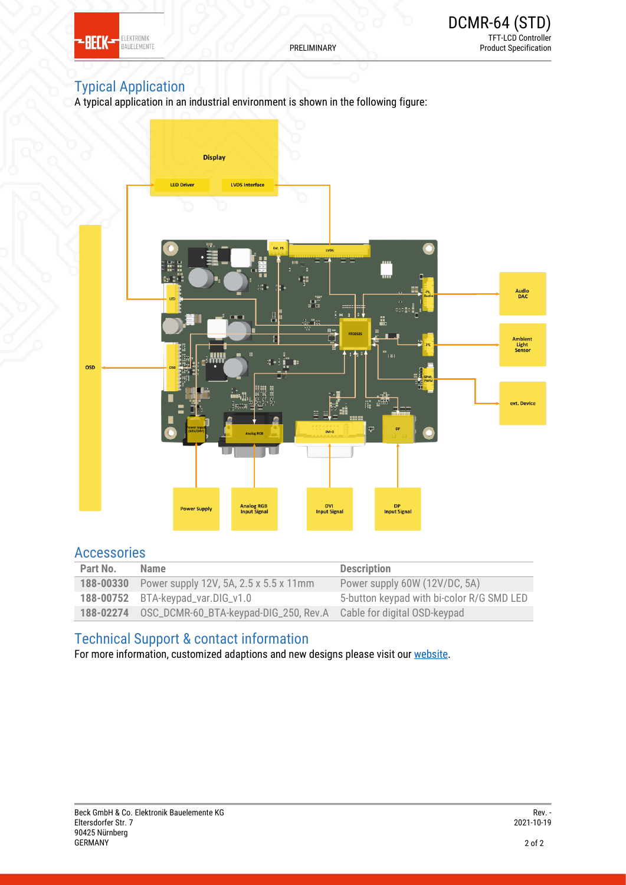## Typical Application

A typical application in an industrial environment is shown in the following figure:

Display

LED Driver

LVDS Interface

OSD

Audio DAC

Ambient Light Sensor

ext. Device

Power Supply

Analog RGB Input Signal

DVI Input Signal

DP Input Signal

## Accessories

| Part No. | Name | Description |
|---|---|---|
| **188-00330** | Power supply 12V, 5A, 2.5 x 5.5 x 11mm | Power supply 60W (12V/DC, 5A) |
| **188-00752** | BTA-keypad_var.DIG_v1.0 | 5-button keypad with bi-color R/G SMD LED |
| **188-02274** | OSC_DCMR-60_BTA-keypad-DIG_250, Rev.A | Cable for digital OSD-keypad |

## Technical Support & contact information

For more information, customized adaptions and new designs please visit our website.